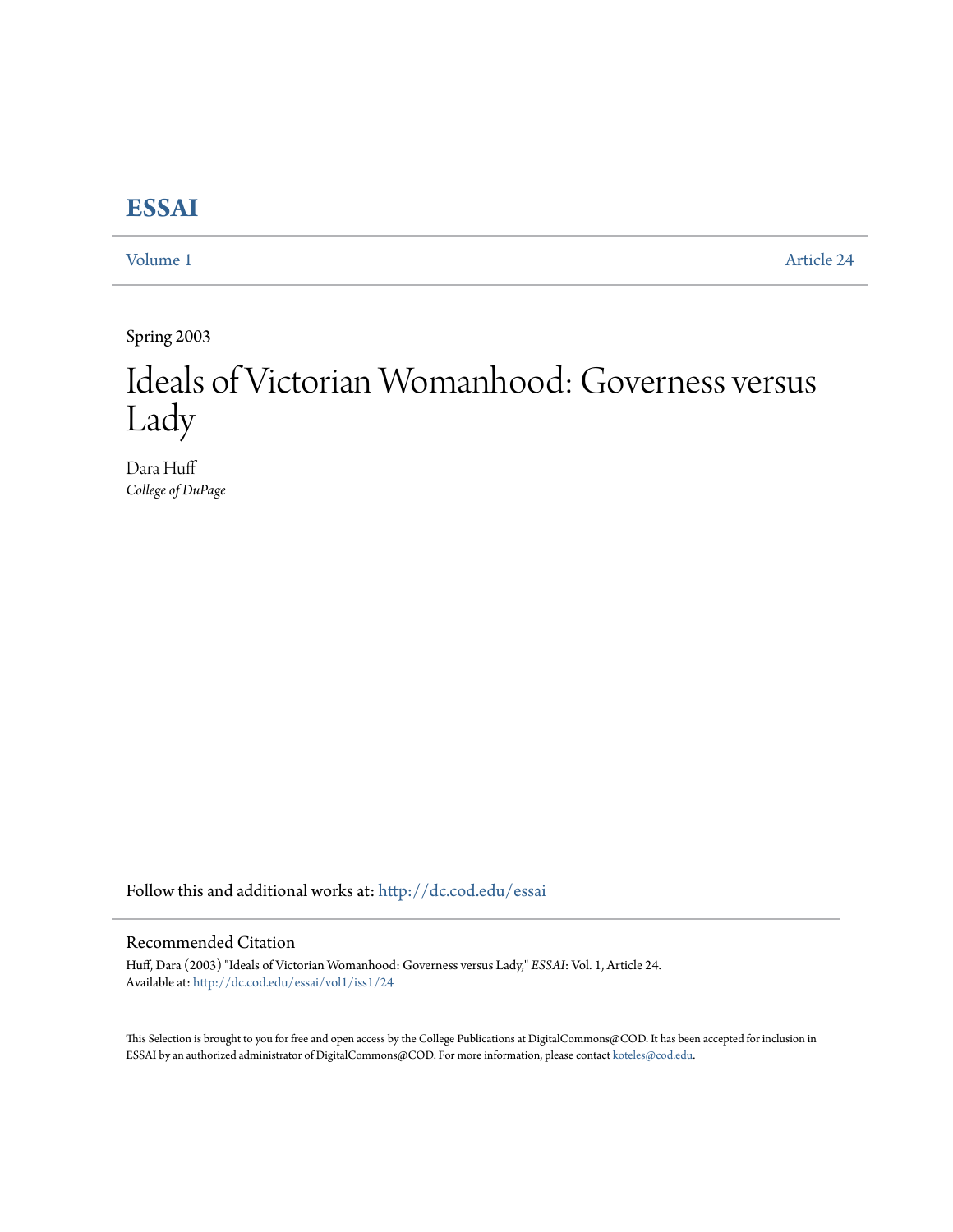# ESSAI

Volume 1 Article 24

Spring 2003

# Ideals of Victorian Womanhood: Governess versus Lady

Dara Huff
*College of DuPage*

Follow this and additional works at: http://dc.cod.edu/essai

## Recommended Citation

Huff, Dara (2003) "Ideals of Victorian Womanhood: Governess versus Lady," *ESSAI*: Vol. 1, Article 24.
Available at: http://dc.cod.edu/essai/vol1/iss1/24

This Selection is brought to you for free and open access by the College Publications at DigitalCommons@COD. It has been accepted for inclusion in ESSAI by an authorized administrator of DigitalCommons@COD. For more information, please contact koteles@cod.edu.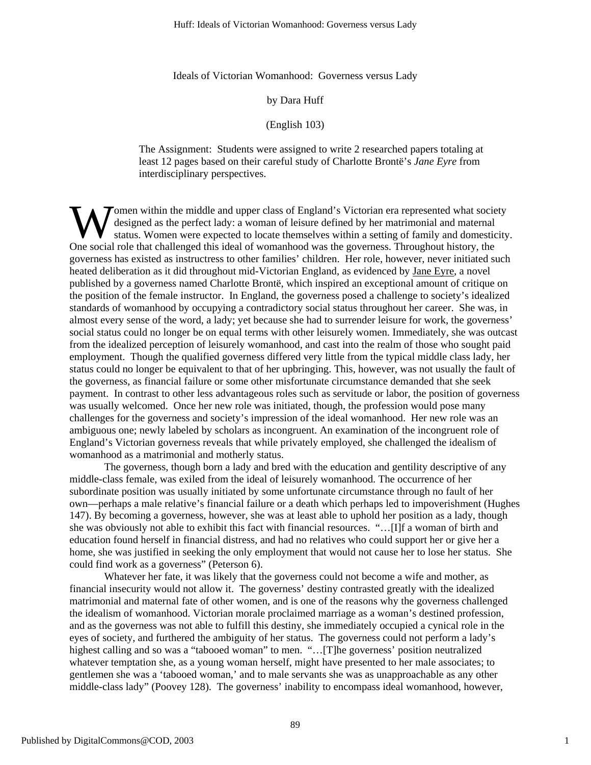Ideals of Victorian Womanhood: Governess versus Lady

by Dara Huff

(English 103)

The Assignment: Students were assigned to write 2 researched papers totaling at least 12 pages based on their careful study of Charlotte Brontë's *Jane Eyre* from interdisciplinary perspectives.

Women within the middle and upper class of England's Victorian era represented what society designed as the perfect lady: a woman of leisure defined by her matrimonial and maternal status. Women were expected to locate themselves within a setting of family and domesticity. One social role that challenged this ideal of womanhood was the governess. Throughout history, the governess has existed as instructress to other families' children. Her role, however, never initiated such heated deliberation as it did throughout mid-Victorian England, as evidenced by Jane Eyre, a novel published by a governess named Charlotte Brontë, which inspired an exceptional amount of critique on the position of the female instructor. In England, the governess posed a challenge to society's idealized standards of womanhood by occupying a contradictory social status throughout her career. She was, in almost every sense of the word, a lady; yet because she had to surrender leisure for work, the governess' social status could no longer be on equal terms with other leisurely women. Immediately, she was outcast from the idealized perception of leisurely womanhood, and cast into the realm of those who sought paid employment. Though the qualified governess differed very little from the typical middle class lady, her status could no longer be equivalent to that of her upbringing. This, however, was not usually the fault of the governess, as financial failure or some other misfortunate circumstance demanded that she seek payment. In contrast to other less advantageous roles such as servitude or labor, the position of governess was usually welcomed. Once her new role was initiated, though, the profession would pose many challenges for the governess and society's impression of the ideal womanhood. Her new role was an ambiguous one; newly labeled by scholars as incongruent. An examination of the incongruent role of England's Victorian governess reveals that while privately employed, she challenged the idealism of womanhood as a matrimonial and motherly status.

The governess, though born a lady and bred with the education and gentility descriptive of any middle-class female, was exiled from the ideal of leisurely womanhood. The occurrence of her subordinate position was usually initiated by some unfortunate circumstance through no fault of her own—perhaps a male relative's financial failure or a death which perhaps led to impoverishment (Hughes 147). By becoming a governess, however, she was at least able to uphold her position as a lady, though she was obviously not able to exhibit this fact with financial resources. "…[I]f a woman of birth and education found herself in financial distress, and had no relatives who could support her or give her a home, she was justified in seeking the only employment that would not cause her to lose her status. She could find work as a governess" (Peterson 6).

Whatever her fate, it was likely that the governess could not become a wife and mother, as financial insecurity would not allow it. The governess' destiny contrasted greatly with the idealized matrimonial and maternal fate of other women, and is one of the reasons why the governess challenged the idealism of womanhood. Victorian morale proclaimed marriage as a woman's destined profession, and as the governess was not able to fulfill this destiny, she immediately occupied a cynical role in the eyes of society, and furthered the ambiguity of her status. The governess could not perform a lady's highest calling and so was a "tabooed woman" to men. "…[T]he governess' position neutralized whatever temptation she, as a young woman herself, might have presented to her male associates; to gentlemen she was a 'tabooed woman,' and to male servants she was as unapproachable as any other middle-class lady" (Poovey 128). The governess' inability to encompass ideal womanhood, however,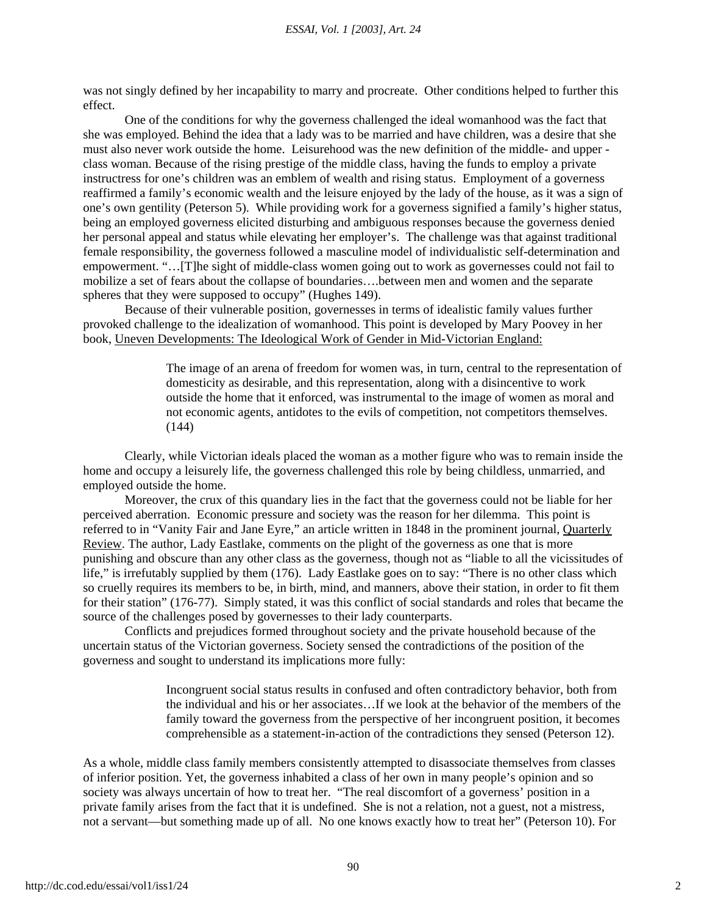was not singly defined by her incapability to marry and procreate. Other conditions helped to further this effect.

One of the conditions for why the governess challenged the ideal womanhood was the fact that she was employed. Behind the idea that a lady was to be married and have children, was a desire that she must also never work outside the home. Leisurehood was the new definition of the middle- and upper -class woman. Because of the rising prestige of the middle class, having the funds to employ a private instructress for one's children was an emblem of wealth and rising status. Employment of a governess reaffirmed a family's economic wealth and the leisure enjoyed by the lady of the house, as it was a sign of one's own gentility (Peterson 5). While providing work for a governess signified a family's higher status, being an employed governess elicited disturbing and ambiguous responses because the governess denied her personal appeal and status while elevating her employer's. The challenge was that against traditional female responsibility, the governess followed a masculine model of individualistic self-determination and empowerment. "…[T]he sight of middle-class women going out to work as governesses could not fail to mobilize a set of fears about the collapse of boundaries….between men and women and the separate spheres that they were supposed to occupy" (Hughes 149).

Because of their vulnerable position, governesses in terms of idealistic family values further provoked challenge to the idealization of womanhood. This point is developed by Mary Poovey in her book, Uneven Developments: The Ideological Work of Gender in Mid-Victorian England:

> The image of an arena of freedom for women was, in turn, central to the representation of domesticity as desirable, and this representation, along with a disincentive to work outside the home that it enforced, was instrumental to the image of women as moral and not economic agents, antidotes to the evils of competition, not competitors themselves. (144)

Clearly, while Victorian ideals placed the woman as a mother figure who was to remain inside the home and occupy a leisurely life, the governess challenged this role by being childless, unmarried, and employed outside the home.

Moreover, the crux of this quandary lies in the fact that the governess could not be liable for her perceived aberration. Economic pressure and society was the reason for her dilemma. This point is referred to in "Vanity Fair and Jane Eyre," an article written in 1848 in the prominent journal, Quarterly Review. The author, Lady Eastlake, comments on the plight of the governess as one that is more punishing and obscure than any other class as the governess, though not as "liable to all the vicissitudes of life," is irrefutably supplied by them (176). Lady Eastlake goes on to say: "There is no other class which so cruelly requires its members to be, in birth, mind, and manners, above their station, in order to fit them for their station" (176-77). Simply stated, it was this conflict of social standards and roles that became the source of the challenges posed by governesses to their lady counterparts.

Conflicts and prejudices formed throughout society and the private household because of the uncertain status of the Victorian governess. Society sensed the contradictions of the position of the governess and sought to understand its implications more fully:

> Incongruent social status results in confused and often contradictory behavior, both from the individual and his or her associates…If we look at the behavior of the members of the family toward the governess from the perspective of her incongruent position, it becomes comprehensible as a statement-in-action of the contradictions they sensed (Peterson 12).

As a whole, middle class family members consistently attempted to disassociate themselves from classes of inferior position. Yet, the governess inhabited a class of her own in many people's opinion and so society was always uncertain of how to treat her. "The real discomfort of a governess' position in a private family arises from the fact that it is undefined. She is not a relation, not a guest, not a mistress, not a servant—but something made up of all. No one knows exactly how to treat her" (Peterson 10). For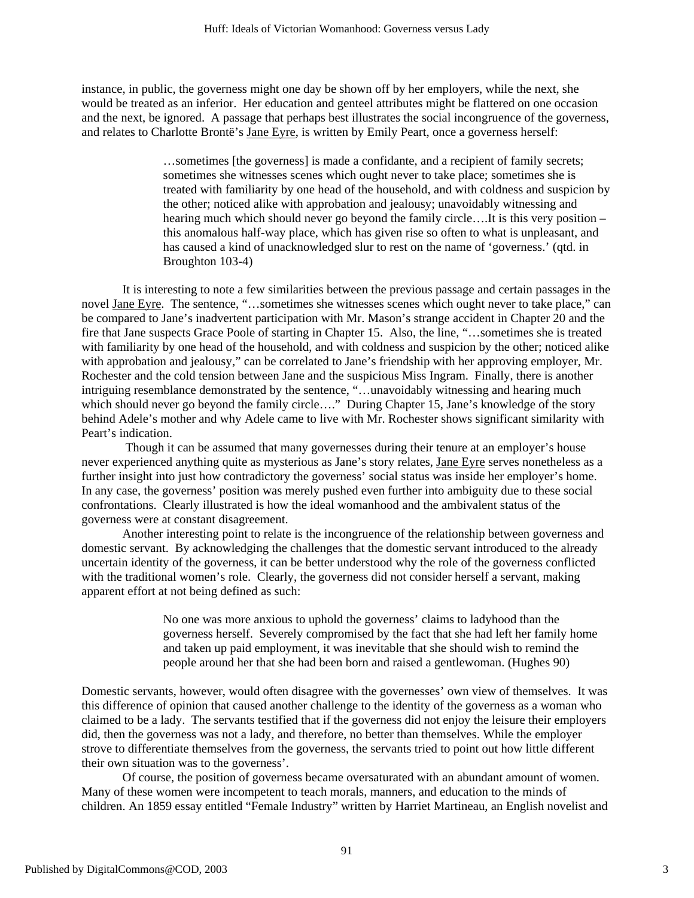instance, in public, the governess might one day be shown off by her employers, while the next, she would be treated as an inferior. Her education and genteel attributes might be flattered on one occasion and the next, be ignored. A passage that perhaps best illustrates the social incongruence of the governess, and relates to Charlotte Brontë's Jane Eyre, is written by Emily Peart, once a governess herself:

> …sometimes [the governess] is made a confidante, and a recipient of family secrets; sometimes she witnesses scenes which ought never to take place; sometimes she is treated with familiarity by one head of the household, and with coldness and suspicion by the other; noticed alike with approbation and jealousy; unavoidably witnessing and hearing much which should never go beyond the family circle….It is this very position – this anomalous half-way place, which has given rise so often to what is unpleasant, and has caused a kind of unacknowledged slur to rest on the name of 'governess.' (qtd. in Broughton 103-4)

It is interesting to note a few similarities between the previous passage and certain passages in the novel Jane Eyre. The sentence, "…sometimes she witnesses scenes which ought never to take place," can be compared to Jane's inadvertent participation with Mr. Mason's strange accident in Chapter 20 and the fire that Jane suspects Grace Poole of starting in Chapter 15. Also, the line, "…sometimes she is treated with familiarity by one head of the household, and with coldness and suspicion by the other; noticed alike with approbation and jealousy," can be correlated to Jane's friendship with her approving employer, Mr. Rochester and the cold tension between Jane and the suspicious Miss Ingram. Finally, there is another intriguing resemblance demonstrated by the sentence, "…unavoidably witnessing and hearing much which should never go beyond the family circle…." During Chapter 15, Jane's knowledge of the story behind Adele's mother and why Adele came to live with Mr. Rochester shows significant similarity with Peart's indication.

Though it can be assumed that many governesses during their tenure at an employer's house never experienced anything quite as mysterious as Jane's story relates, Jane Eyre serves nonetheless as a further insight into just how contradictory the governess' social status was inside her employer's home. In any case, the governess' position was merely pushed even further into ambiguity due to these social confrontations. Clearly illustrated is how the ideal womanhood and the ambivalent status of the governess were at constant disagreement.

Another interesting point to relate is the incongruence of the relationship between governess and domestic servant. By acknowledging the challenges that the domestic servant introduced to the already uncertain identity of the governess, it can be better understood why the role of the governess conflicted with the traditional women's role. Clearly, the governess did not consider herself a servant, making apparent effort at not being defined as such:

> No one was more anxious to uphold the governess' claims to ladyhood than the governess herself. Severely compromised by the fact that she had left her family home and taken up paid employment, it was inevitable that she should wish to remind the people around her that she had been born and raised a gentlewoman. (Hughes 90)

Domestic servants, however, would often disagree with the governesses' own view of themselves. It was this difference of opinion that caused another challenge to the identity of the governess as a woman who claimed to be a lady. The servants testified that if the governess did not enjoy the leisure their employers did, then the governess was not a lady, and therefore, no better than themselves. While the employer strove to differentiate themselves from the governess, the servants tried to point out how little different their own situation was to the governess'.

Of course, the position of governess became oversaturated with an abundant amount of women. Many of these women were incompetent to teach morals, manners, and education to the minds of children. An 1859 essay entitled "Female Industry" written by Harriet Martineau, an English novelist and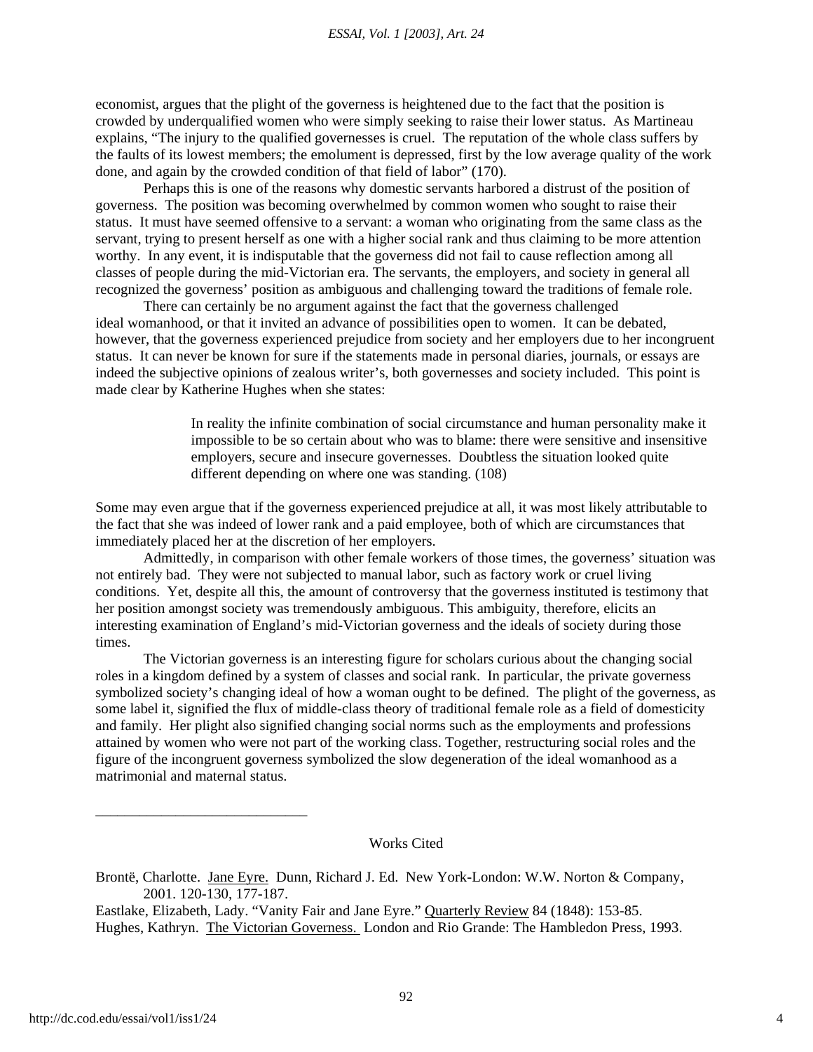economist, argues that the plight of the governess is heightened due to the fact that the position is crowded by underqualified women who were simply seeking to raise their lower status. As Martineau explains, "The injury to the qualified governesses is cruel. The reputation of the whole class suffers by the faults of its lowest members; the emolument is depressed, first by the low average quality of the work done, and again by the crowded condition of that field of labor" (170).

Perhaps this is one of the reasons why domestic servants harbored a distrust of the position of governess. The position was becoming overwhelmed by common women who sought to raise their status. It must have seemed offensive to a servant: a woman who originating from the same class as the servant, trying to present herself as one with a higher social rank and thus claiming to be more attention worthy. In any event, it is indisputable that the governess did not fail to cause reflection among all classes of people during the mid-Victorian era. The servants, the employers, and society in general all recognized the governess' position as ambiguous and challenging toward the traditions of female role.

There can certainly be no argument against the fact that the governess challenged ideal womanhood, or that it invited an advance of possibilities open to women. It can be debated, however, that the governess experienced prejudice from society and her employers due to her incongruent status. It can never be known for sure if the statements made in personal diaries, journals, or essays are indeed the subjective opinions of zealous writer's, both governesses and society included. This point is made clear by Katherine Hughes when she states:

> In reality the infinite combination of social circumstance and human personality make it impossible to be so certain about who was to blame: there were sensitive and insensitive employers, secure and insecure governesses. Doubtless the situation looked quite different depending on where one was standing. (108)

Some may even argue that if the governess experienced prejudice at all, it was most likely attributable to the fact that she was indeed of lower rank and a paid employee, both of which are circumstances that immediately placed her at the discretion of her employers.

Admittedly, in comparison with other female workers of those times, the governess' situation was not entirely bad. They were not subjected to manual labor, such as factory work or cruel living conditions. Yet, despite all this, the amount of controversy that the governess instituted is testimony that her position amongst society was tremendously ambiguous. This ambiguity, therefore, elicits an interesting examination of England's mid-Victorian governess and the ideals of society during those times.

The Victorian governess is an interesting figure for scholars curious about the changing social roles in a kingdom defined by a system of classes and social rank. In particular, the private governess symbolized society's changing ideal of how a woman ought to be defined. The plight of the governess, as some label it, signified the flux of middle-class theory of traditional female role as a field of domesticity and family. Her plight also signified changing social norms such as the employments and professions attained by women who were not part of the working class. Together, restructuring social roles and the figure of the incongruent governess symbolized the slow degeneration of the ideal womanhood as a matrimonial and maternal status.

---

## Works Cited

Brontë, Charlotte. Jane Eyre. Dunn, Richard J. Ed. New York-London: W.W. Norton & Company, 2001. 120-130, 177-187.

Eastlake, Elizabeth, Lady. "Vanity Fair and Jane Eyre." Quarterly Review 84 (1848): 153-85.

Hughes, Kathryn. The Victorian Governess. London and Rio Grande: The Hambledon Press, 1993.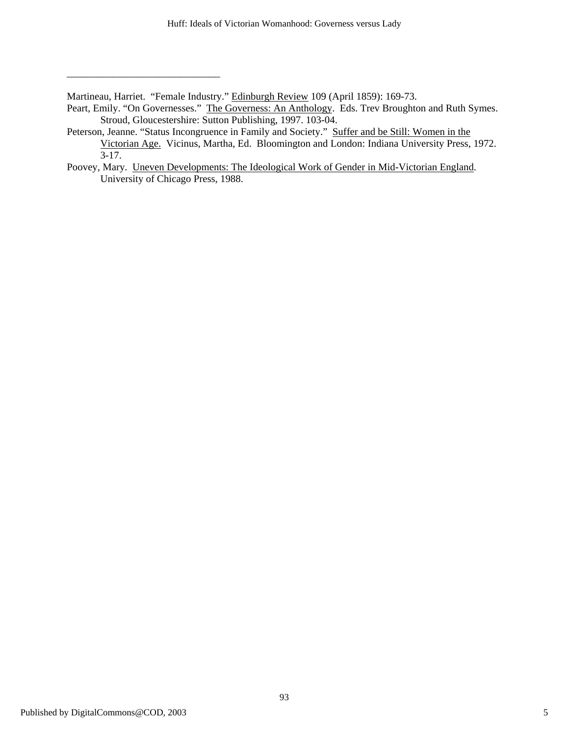Martineau, Harriet. "Female Industry." Edinburgh Review 109 (April 1859): 169-73.

Peart, Emily. "On Governesses." The Governess: An Anthology. Eds. Trev Broughton and Ruth Symes. Stroud, Gloucestershire: Sutton Publishing, 1997. 103-04.

Peterson, Jeanne. "Status Incongruence in Family and Society." Suffer and be Still: Women in the Victorian Age. Vicinus, Martha, Ed. Bloomington and London: Indiana University Press, 1972. 3-17.

Poovey, Mary. Uneven Developments: The Ideological Work of Gender in Mid-Victorian England. University of Chicago Press, 1988.